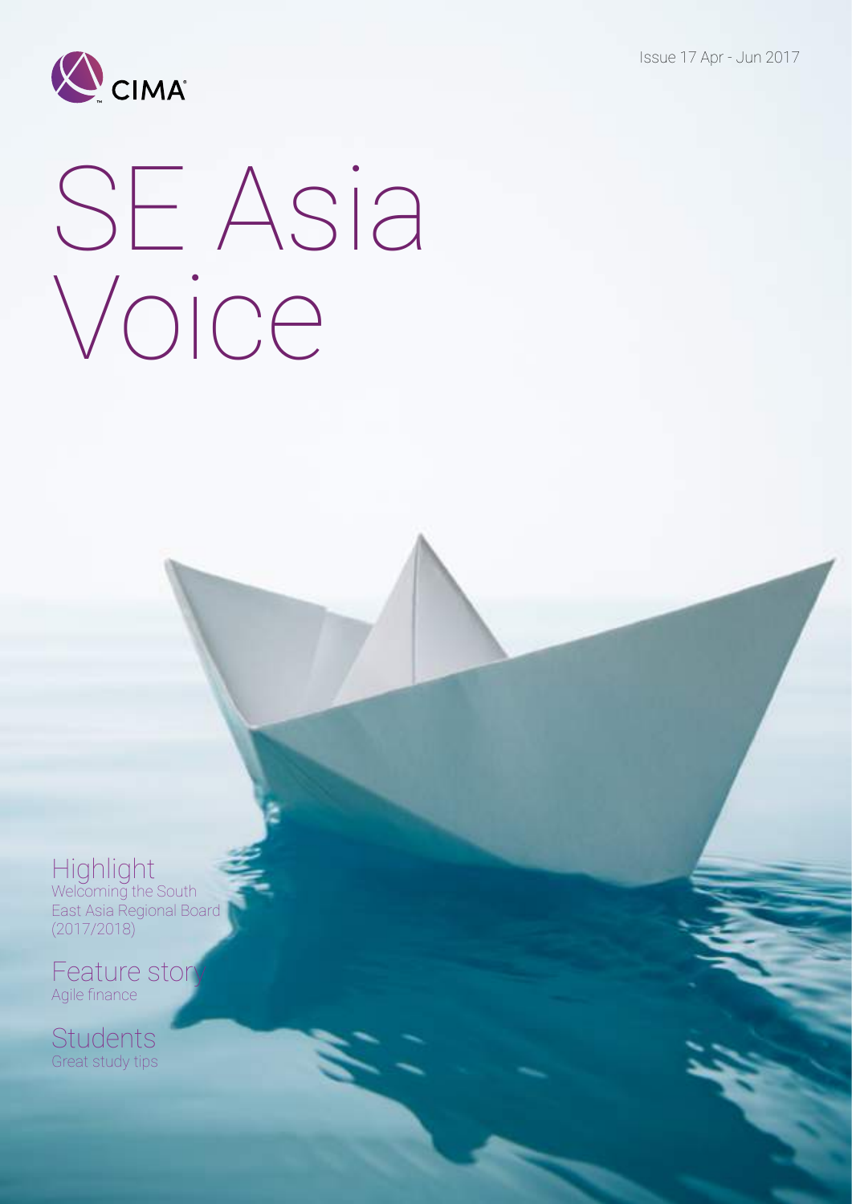CIMA

Issue 17 Apr - Jun 2017

# SE Asia Voice

## Highlight
Welcoming the South East Asia Regional Board (2017/2018)

## Feature story
Agile finance

## Students
Great study tips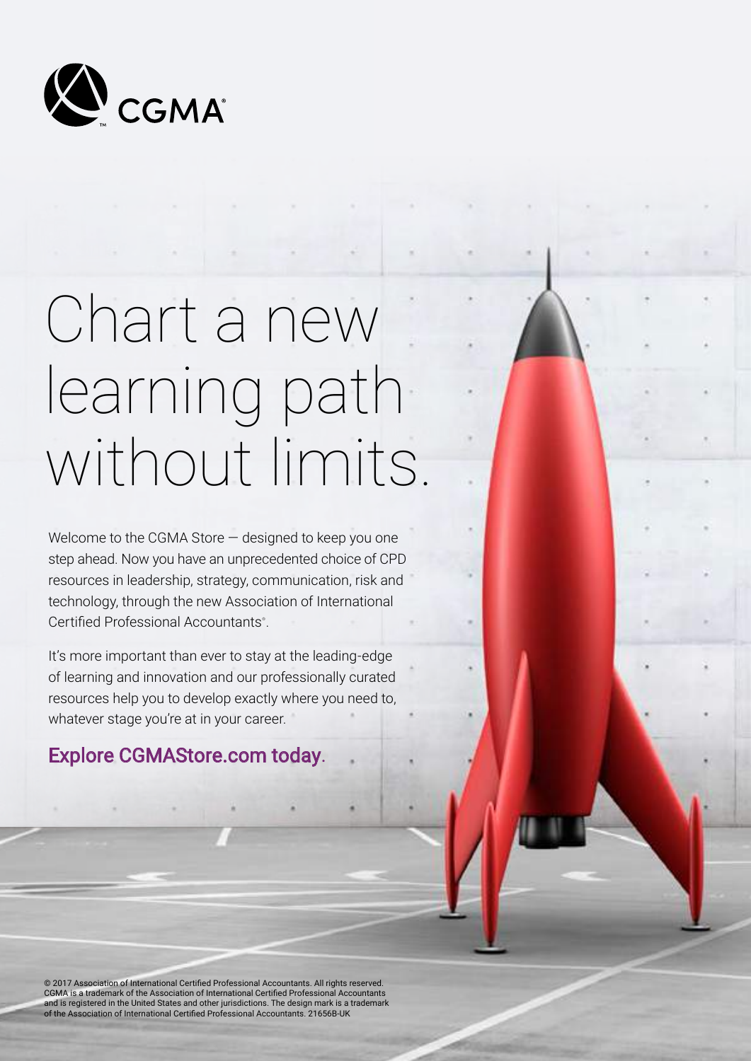CGMA

# Chart a new learning path without limits.

Welcome to the CGMA Store — designed to keep you one step ahead. Now you have an unprecedented choice of CPD resources in leadership, strategy, communication, risk and technology, through the new Association of International Certified Professional Accountants®.

It's more important than ever to stay at the leading-edge of learning and innovation and our professionally curated resources help you to develop exactly where you need to, whatever stage you're at in your career.

**Explore CGMAStore.com today.**

© 2017 Association of International Certified Professional Accountants. All rights reserved. CGMA is a trademark of the Association of International Certified Professional Accountants and is registered in the United States and other jurisdictions. The design mark is a trademark of the Association of International Certified Professional Accountants. 21656B-UK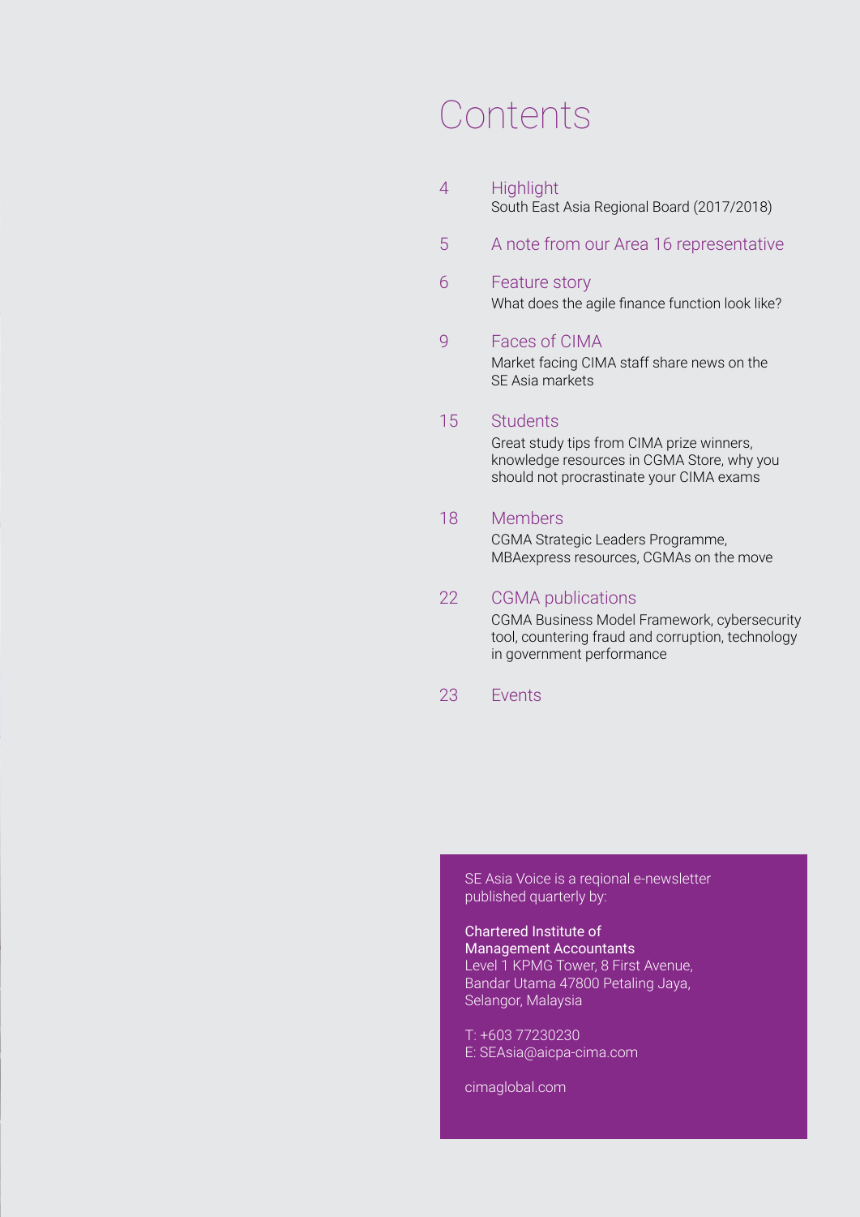# Contents

4 **Highlight**
South East Asia Regional Board (2017/2018)

5 **A note from our Area 16 representative**

6 **Feature story**
What does the agile finance function look like?

9 **Faces of CIMA**
Market facing CIMA staff share news on the SE Asia markets

15 **Students**
Great study tips from CIMA prize winners, knowledge resources in CGMA Store, why you should not procrastinate your CIMA exams

18 **Members**
CGMA Strategic Leaders Programme, MBAexpress resources, CGMAs on the move

22 **CGMA publications**
CGMA Business Model Framework, cybersecurity tool, countering fraud and corruption, technology in government performance

23 **Events**

SE Asia Voice is a reqional e-newsletter published quarterly by:

Chartered Institute of Management Accountants
Level 1 KPMG Tower, 8 First Avenue, Bandar Utama 47800 Petaling Jaya, Selangor, Malaysia

T: +603 77230230
E: SEAsia@aicpa-cima.com

cimaglobal.com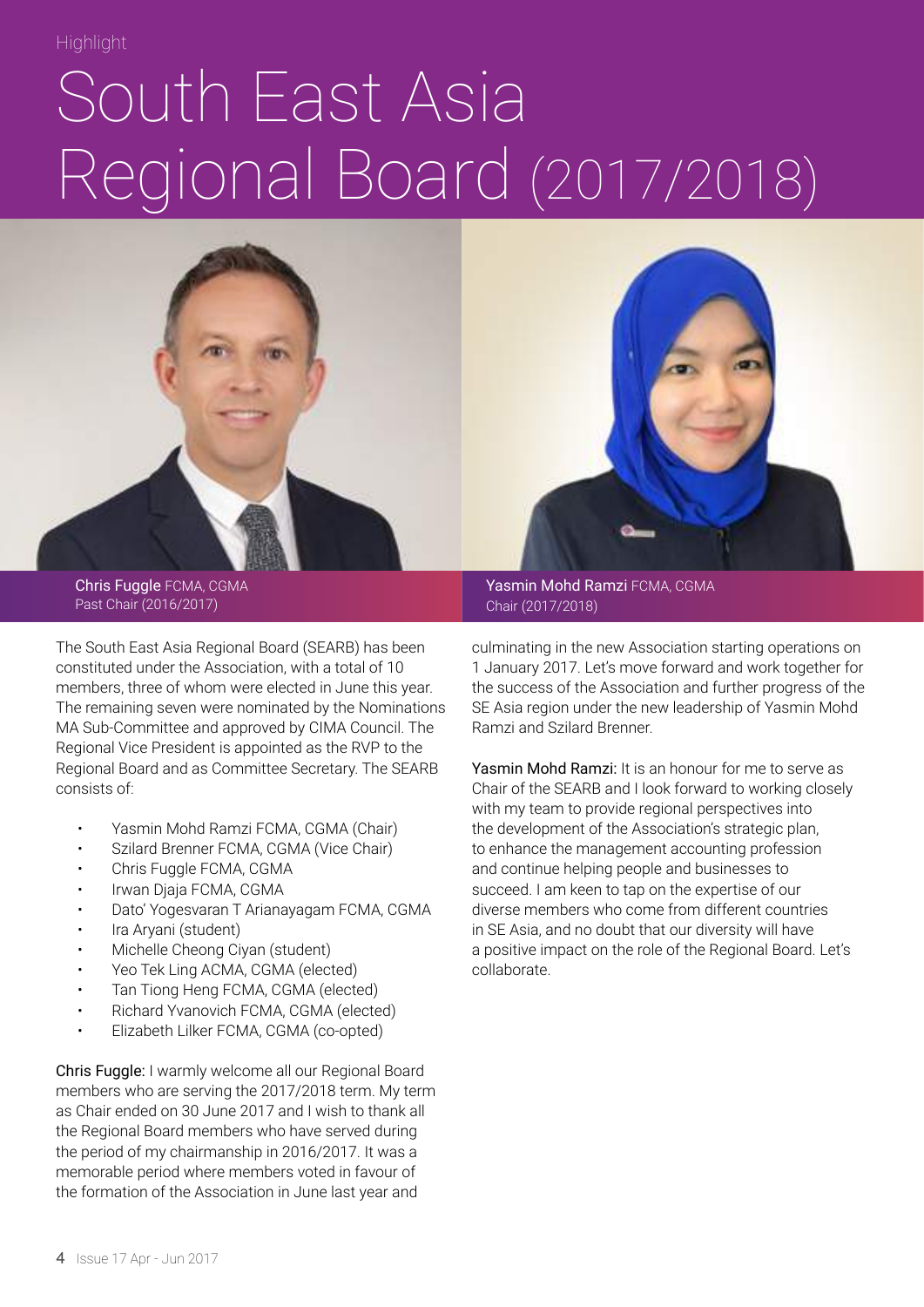Highlight

# South East Asia Regional Board (2017/2018)

Chris Fuggle FCMA, CGMA
Past Chair (2016/2017)

Yasmin Mohd Ramzi FCMA, CGMA
Chair (2017/2018)

The South East Asia Regional Board (SEARB) has been constituted under the Association, with a total of 10 members, three of whom were elected in June this year. The remaining seven were nominated by the Nominations MA Sub-Committee and approved by CIMA Council. The Regional Vice President is appointed as the RVP to the Regional Board and as Committee Secretary. The SEARB consists of:

- Yasmin Mohd Ramzi FCMA, CGMA (Chair)
- Szilard Brenner FCMA, CGMA (Vice Chair)
- Chris Fuggle FCMA, CGMA
- Irwan Djaja FCMA, CGMA
- Dato' Yogesvaran T Arianayagam FCMA, CGMA
- Ira Aryani (student)
- Michelle Cheong Ciyan (student)
- Yeo Tek Ling ACMA, CGMA (elected)
- Tan Tiong Heng FCMA, CGMA (elected)
- Richard Yvanovich FCMA, CGMA (elected)
- Elizabeth Lilker FCMA, CGMA (co-opted)

Chris Fuggle: I warmly welcome all our Regional Board members who are serving the 2017/2018 term. My term as Chair ended on 30 June 2017 and I wish to thank all the Regional Board members who have served during the period of my chairmanship in 2016/2017. It was a memorable period where members voted in favour of the formation of the Association in June last year and culminating in the new Association starting operations on 1 January 2017. Let's move forward and work together for the success of the Association and further progress of the SE Asia region under the new leadership of Yasmin Mohd Ramzi and Szilard Brenner.

Yasmin Mohd Ramzi: It is an honour for me to serve as Chair of the SEARB and I look forward to working closely with my team to provide regional perspectives into the development of the Association's strategic plan, to enhance the management accounting profession and continue helping people and businesses to succeed. I am keen to tap on the expertise of our diverse members who come from different countries in SE Asia, and no doubt that our diversity will have a positive impact on the role of the Regional Board. Let's collaborate.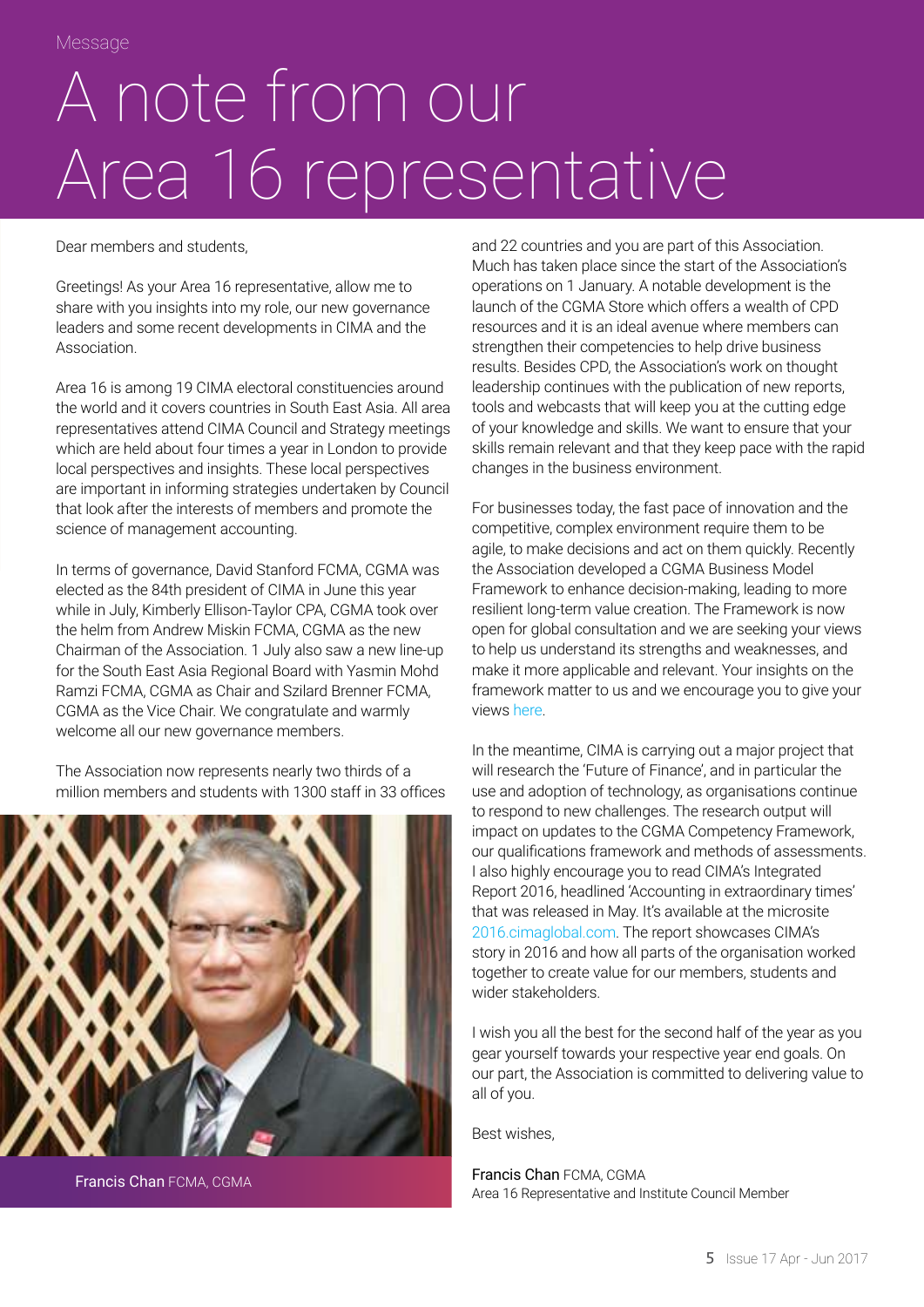Message

# A note from our Area 16 representative

Dear members and students,

Greetings! As your Area 16 representative, allow me to share with you insights into my role, our new governance leaders and some recent developments in CIMA and the Association.

Area 16 is among 19 CIMA electoral constituencies around the world and it covers countries in South East Asia. All area representatives attend CIMA Council and Strategy meetings which are held about four times a year in London to provide local perspectives and insights. These local perspectives are important in informing strategies undertaken by Council that look after the interests of members and promote the science of management accounting.

In terms of governance, David Stanford FCMA, CGMA was elected as the 84th president of CIMA in June this year while in July, Kimberly Ellison-Taylor CPA, CGMA took over the helm from Andrew Miskin FCMA, CGMA as the new Chairman of the Association. 1 July also saw a new line-up for the South East Asia Regional Board with Yasmin Mohd Ramzi FCMA, CGMA as Chair and Szilard Brenner FCMA, CGMA as the Vice Chair. We congratulate and warmly welcome all our new governance members.

The Association now represents nearly two thirds of a million members and students with 1300 staff in 33 offices and 22 countries and you are part of this Association. Much has taken place since the start of the Association's operations on 1 January. A notable development is the launch of the CGMA Store which offers a wealth of CPD resources and it is an ideal avenue where members can strengthen their competencies to help drive business results. Besides CPD, the Association's work on thought leadership continues with the publication of new reports, tools and webcasts that will keep you at the cutting edge of your knowledge and skills. We want to ensure that your skills remain relevant and that they keep pace with the rapid changes in the business environment.

Francis Chan FCMA, CGMA

For businesses today, the fast pace of innovation and the competitive, complex environment require them to be agile, to make decisions and act on them quickly. Recently the Association developed a CGMA Business Model Framework to enhance decision-making, leading to more resilient long-term value creation. The Framework is now open for global consultation and we are seeking your views to help us understand its strengths and weaknesses, and make it more applicable and relevant. Your insights on the framework matter to us and we encourage you to give your views here.

In the meantime, CIMA is carrying out a major project that will research the 'Future of Finance', and in particular the use and adoption of technology, as organisations continue to respond to new challenges. The research output will impact on updates to the CGMA Competency Framework, our qualifications framework and methods of assessments. I also highly encourage you to read CIMA's Integrated Report 2016, headlined 'Accounting in extraordinary times' that was released in May. It's available at the microsite 2016.cimaglobal.com. The report showcases CIMA's story in 2016 and how all parts of the organisation worked together to create value for our members, students and wider stakeholders.

I wish you all the best for the second half of the year as you gear yourself towards your respective year end goals. On our part, the Association is committed to delivering value to all of you.

Best wishes,

Francis Chan FCMA, CGMA
Area 16 Representative and Institute Council Member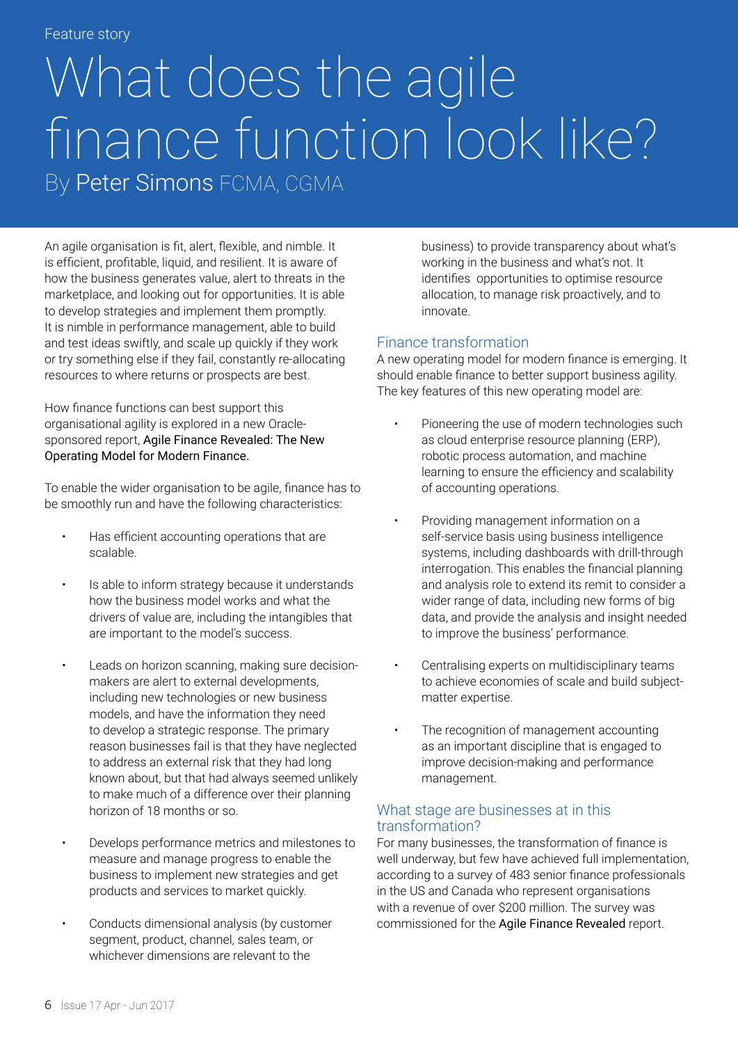Feature story

# What does the agile finance function look like?

By Peter Simons FCMA, CGMA

An agile organisation is fit, alert, flexible, and nimble. It is efficient, profitable, liquid, and resilient. It is aware of how the business generates value, alert to threats in the marketplace, and looking out for opportunities. It is able to develop strategies and implement them promptly. It is nimble in performance management, able to build and test ideas swiftly, and scale up quickly if they work or try something else if they fail, constantly re-allocating resources to where returns or prospects are best.

How finance functions can best support this organisational agility is explored in a new Oracle-sponsored report, Agile Finance Revealed: The New Operating Model for Modern Finance.

To enable the wider organisation to be agile, finance has to be smoothly run and have the following characteristics:

- Has efficient accounting operations that are scalable.
- Is able to inform strategy because it understands how the business model works and what the drivers of value are, including the intangibles that are important to the model's success.
- Leads on horizon scanning, making sure decision-makers are alert to external developments, including new technologies or new business models, and have the information they need to develop a strategic response. The primary reason businesses fail is that they have neglected to address an external risk that they had long known about, but that had always seemed unlikely to make much of a difference over their planning horizon of 18 months or so.
- Develops performance metrics and milestones to measure and manage progress to enable the business to implement new strategies and get products and services to market quickly.
- Conducts dimensional analysis (by customer segment, product, channel, sales team, or whichever dimensions are relevant to the business) to provide transparency about what's working in the business and what's not. It identifies opportunities to optimise resource allocation, to manage risk proactively, and to innovate.

## Finance transformation

A new operating model for modern finance is emerging. It should enable finance to better support business agility. The key features of this new operating model are:

- Pioneering the use of modern technologies such as cloud enterprise resource planning (ERP), robotic process automation, and machine learning to ensure the efficiency and scalability of accounting operations.
- Providing management information on a self-service basis using business intelligence systems, including dashboards with drill-through interrogation. This enables the financial planning and analysis role to extend its remit to consider a wider range of data, including new forms of big data, and provide the analysis and insight needed to improve the business' performance.
- Centralising experts on multidisciplinary teams to achieve economies of scale and build subject-matter expertise.
- The recognition of management accounting as an important discipline that is engaged to improve decision-making and performance management.

## What stage are businesses at in this transformation?

For many businesses, the transformation of finance is well underway, but few have achieved full implementation, according to a survey of 483 senior finance professionals in the US and Canada who represent organisations with a revenue of over $200 million. The survey was commissioned for the Agile Finance Revealed report.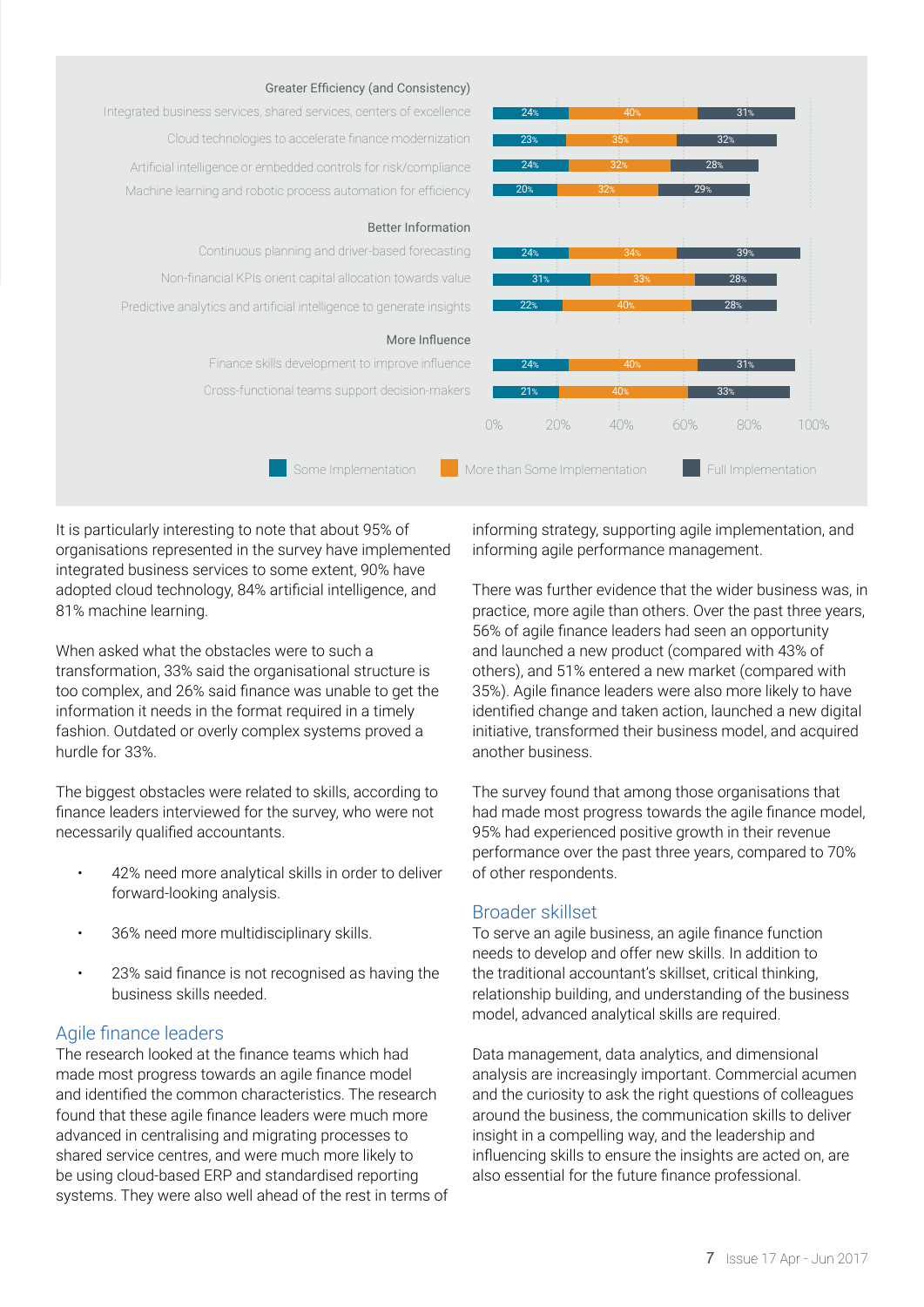| | Some Implementation | More than Some Implementation | Full Implementation |
|---|---|---|---|
| **Greater Efficiency (and Consistency)** | | | |
| Integrated business services, shared services, centers of excellence | 24% | 40% | 31% |
| Cloud technologies to accelerate finance modernization | 23% | 35% | 32% |
| Artificial intelligence or embedded controls for risk/compliance | 24% | 32% | 28% |
| Machine learning and robotic process automation for efficiency | 20% | 32% | 29% |
| **Better Information** | | | |
| Continuous planning and driver-based forecasting | 24% | 34% | 39% |
| Non-financial KPIs orient capital allocation towards value | 31% | 33% | 28% |
| Predictive analytics and artificial intelligence to generate insights | 22% | 40% | 28% |
| **More Influence** | | | |
| Finance skills development to improve influence | 24% | 40% | 31% |
| Cross-functional teams support decision-makers | 21% | 40% | 33% |

It is particularly interesting to note that about 95% of organisations represented in the survey have implemented integrated business services to some extent, 90% have adopted cloud technology, 84% artificial intelligence, and 81% machine learning.

When asked what the obstacles were to such a transformation, 33% said the organisational structure is too complex, and 26% said finance was unable to get the information it needs in the format required in a timely fashion. Outdated or overly complex systems proved a hurdle for 33%.

The biggest obstacles were related to skills, according to finance leaders interviewed for the survey, who were not necessarily qualified accountants.

- 42% need more analytical skills in order to deliver forward-looking analysis.
- 36% need more multidisciplinary skills.
- 23% said finance is not recognised as having the business skills needed.

## Agile finance leaders

The research looked at the finance teams which had made most progress towards an agile finance model and identified the common characteristics. The research found that these agile finance leaders were much more advanced in centralising and migrating processes to shared service centres, and were much more likely to be using cloud-based ERP and standardised reporting systems. They were also well ahead of the rest in terms of informing strategy, supporting agile implementation, and informing agile performance management.

There was further evidence that the wider business was, in practice, more agile than others. Over the past three years, 56% of agile finance leaders had seen an opportunity and launched a new product (compared with 43% of others), and 51% entered a new market (compared with 35%). Agile finance leaders were also more likely to have identified change and taken action, launched a new digital initiative, transformed their business model, and acquired another business.

The survey found that among those organisations that had made most progress towards the agile finance model, 95% had experienced positive growth in their revenue performance over the past three years, compared to 70% of other respondents.

## Broader skillset

To serve an agile business, an agile finance function needs to develop and offer new skills. In addition to the traditional accountant's skillset, critical thinking, relationship building, and understanding of the business model, advanced analytical skills are required.

Data management, data analytics, and dimensional analysis are increasingly important. Commercial acumen and the curiosity to ask the right questions of colleagues around the business, the communication skills to deliver insight in a compelling way, and the leadership and influencing skills to ensure the insights are acted on, are also essential for the future finance professional.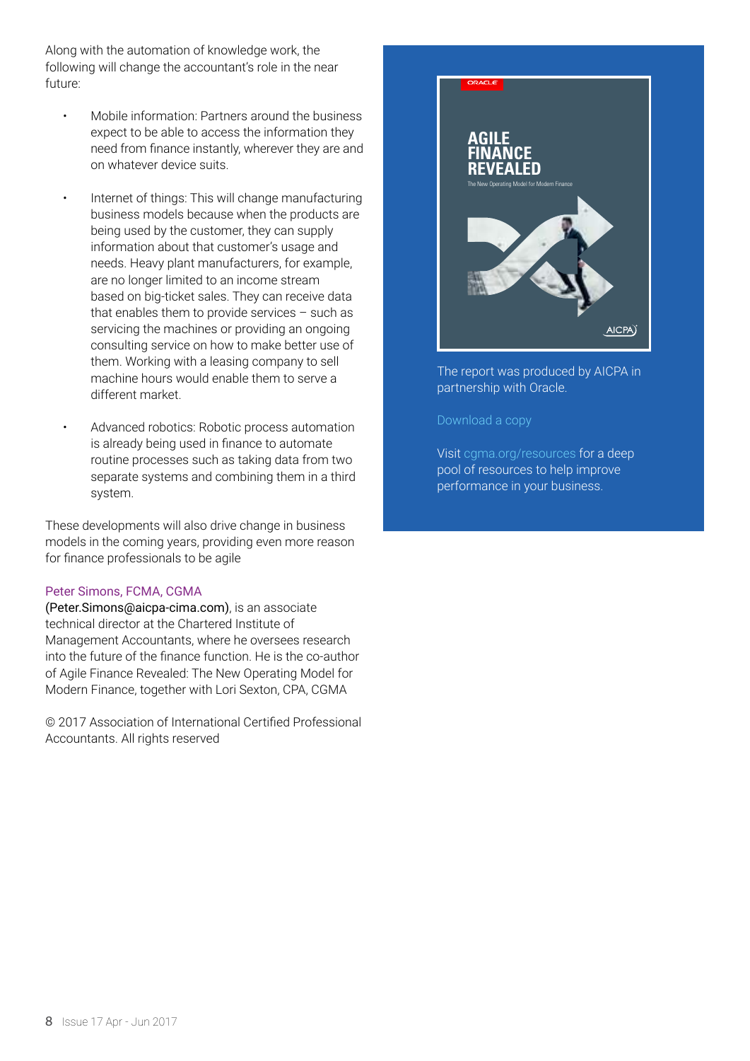Along with the automation of knowledge work, the following will change the accountant's role in the near future:

- Mobile information: Partners around the business expect to be able to access the information they need from finance instantly, wherever they are and on whatever device suits.
- Internet of things: This will change manufacturing business models because when the products are being used by the customer, they can supply information about that customer's usage and needs. Heavy plant manufacturers, for example, are no longer limited to an income stream based on big-ticket sales. They can receive data that enables them to provide services – such as servicing the machines or providing an ongoing consulting service on how to make better use of them. Working with a leasing company to sell machine hours would enable them to serve a different market.
- Advanced robotics: Robotic process automation is already being used in finance to automate routine processes such as taking data from two separate systems and combining them in a third system.

These developments will also drive change in business models in the coming years, providing even more reason for finance professionals to be agile

Peter Simons, FCMA, CGMA
(Peter.Simons@aicpa-cima.com), is an associate technical director at the Chartered Institute of Management Accountants, where he oversees research into the future of the finance function. He is the co-author of Agile Finance Revealed: The New Operating Model for Modern Finance, together with Lori Sexton, CPA, CGMA

© 2017 Association of International Certified Professional Accountants. All rights reserved

ORACLE

AGILE FINANCE REVEALED

The New Operating Model for Modern Finance

AICPA

The report was produced by AICPA in partnership with Oracle.

Download a copy

Visit cgma.org/resources for a deep pool of resources to help improve performance in your business.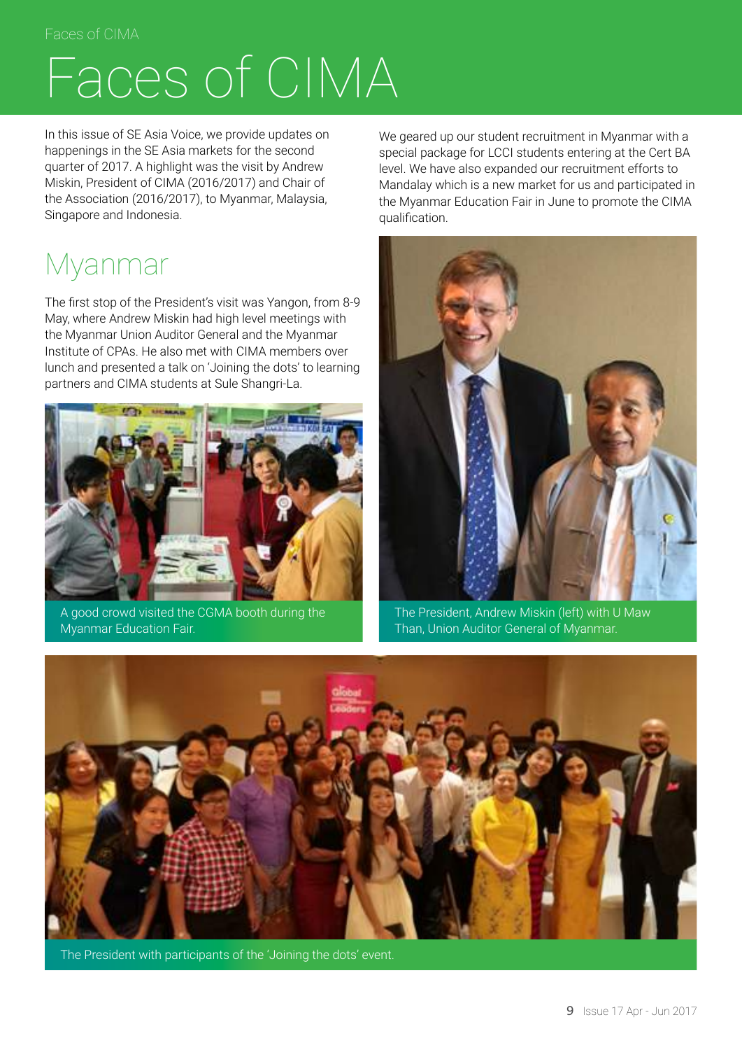# Faces of CIMA

In this issue of SE Asia Voice, we provide updates on happenings in the SE Asia markets for the second quarter of 2017. A highlight was the visit by Andrew Miskin, President of CIMA (2016/2017) and Chair of the Association (2016/2017), to Myanmar, Malaysia, Singapore and Indonesia.

## Myanmar

The first stop of the President's visit was Yangon, from 8-9 May, where Andrew Miskin had high level meetings with the Myanmar Union Auditor General and the Myanmar Institute of CPAs. He also met with CIMA members over lunch and presented a talk on 'Joining the dots' to learning partners and CIMA students at Sule Shangri-La.

A good crowd visited the CGMA booth during the Myanmar Education Fair.

We geared up our student recruitment in Myanmar with a special package for LCCI students entering at the Cert BA level. We have also expanded our recruitment efforts to Mandalay which is a new market for us and participated in the Myanmar Education Fair in June to promote the CIMA qualification.

The President, Andrew Miskin (left) with U Maw Than, Union Auditor General of Myanmar.

The President with participants of the 'Joining the dots' event.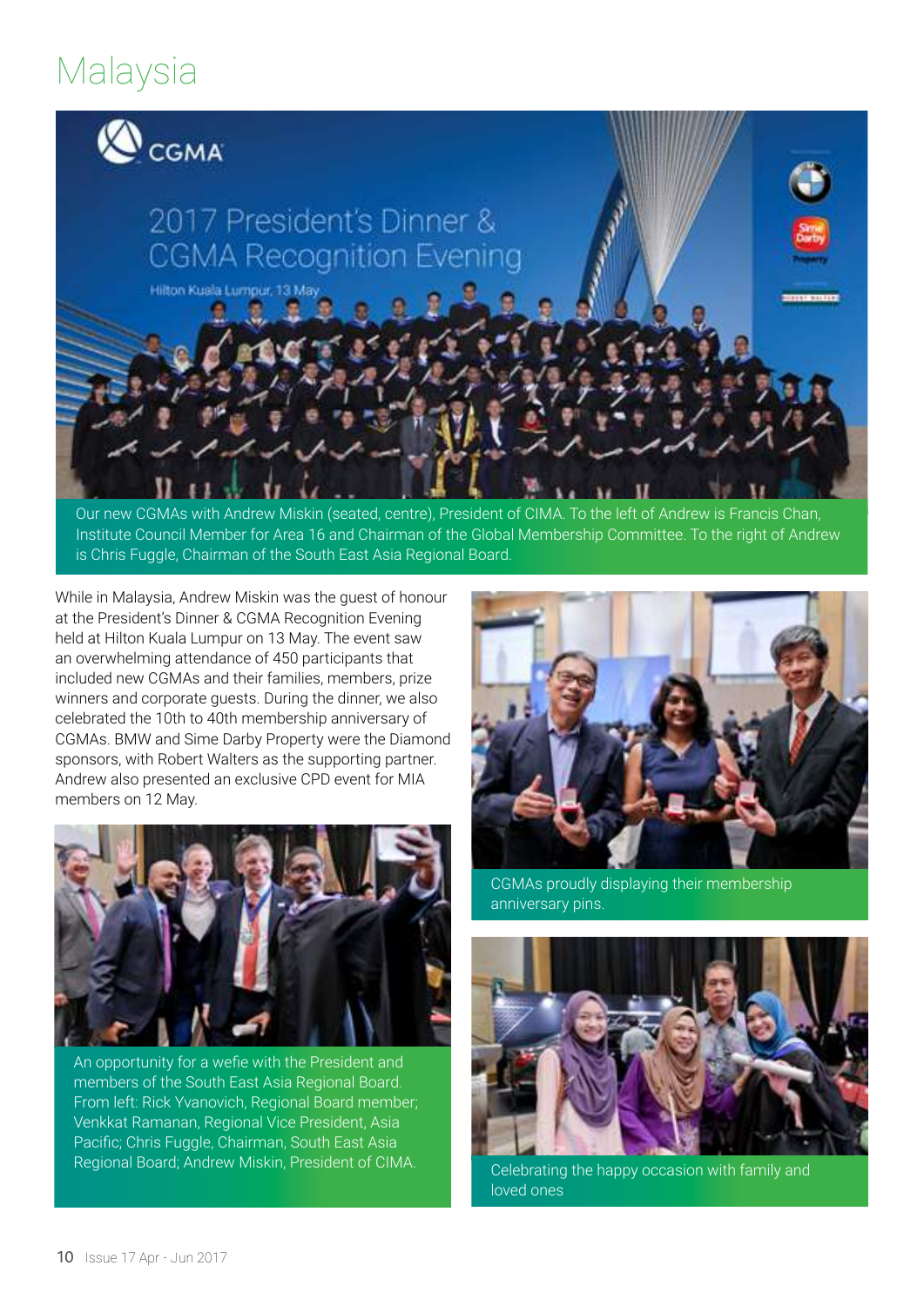# Malaysia

Our new CGMAs with Andrew Miskin (seated, centre), President of CIMA. To the left of Andrew is Francis Chan, Institute Council Member for Area 16 and Chairman of the Global Membership Committee. To the right of Andrew is Chris Fuggle, Chairman of the South East Asia Regional Board.

While in Malaysia, Andrew Miskin was the guest of honour at the President's Dinner & CGMA Recognition Evening held at Hilton Kuala Lumpur on 13 May. The event saw an overwhelming attendance of 450 participants that included new CGMAs and their families, members, prize winners and corporate guests. During the dinner, we also celebrated the 10th to 40th membership anniversary of CGMAs. BMW and Sime Darby Property were the Diamond sponsors, with Robert Walters as the supporting partner. Andrew also presented an exclusive CPD event for MIA members on 12 May.

CGMAs proudly displaying their membership anniversary pins.

An opportunity for a wefie with the President and members of the South East Asia Regional Board. From left: Rick Yvanovich, Regional Board member; Venkkat Ramanan, Regional Vice President, Asia Pacific; Chris Fuggle, Chairman, South East Asia Regional Board; Andrew Miskin, President of CIMA.

Celebrating the happy occasion with family and loved ones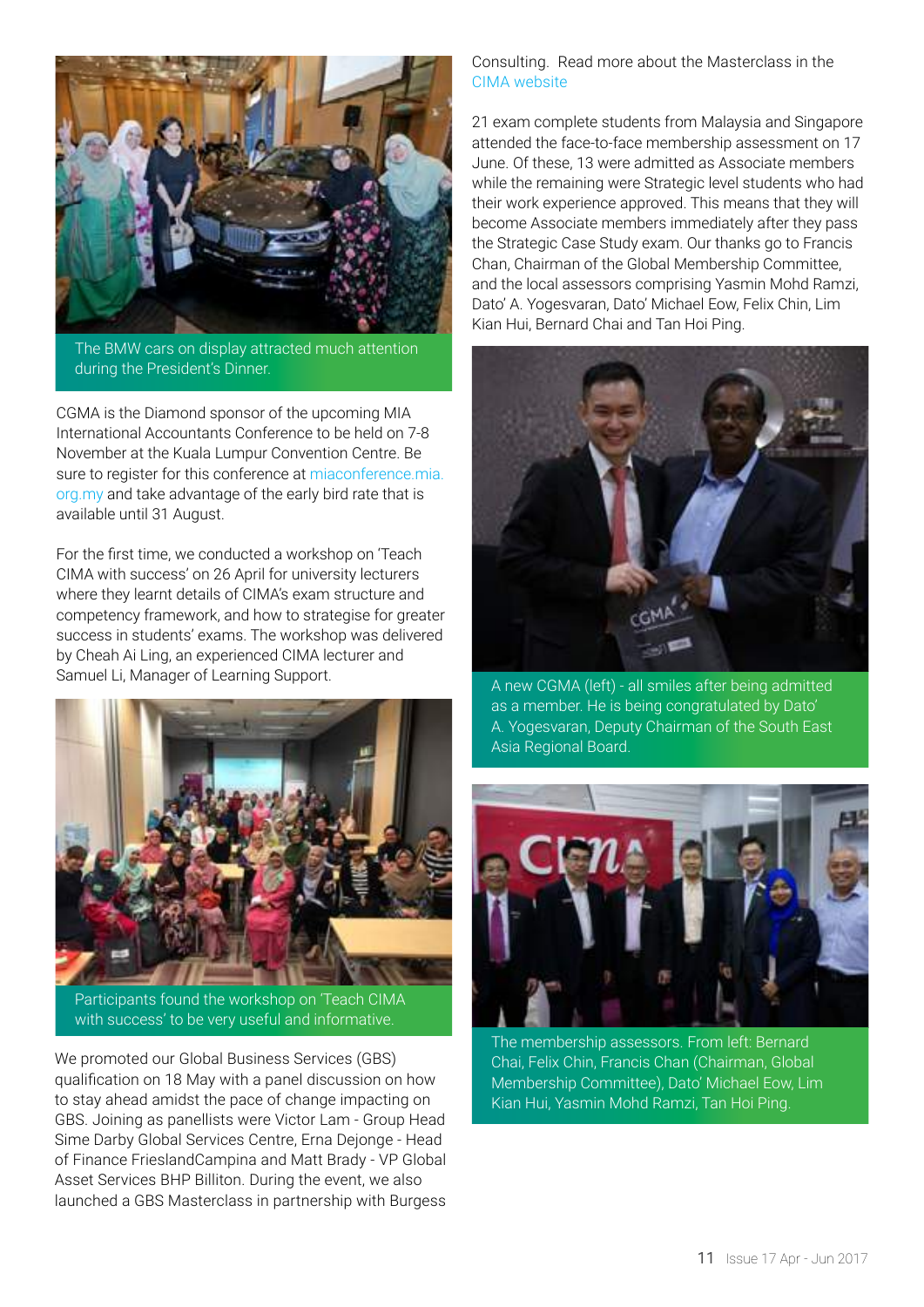The BMW cars on display attracted much attention during the President's Dinner.

CGMA is the Diamond sponsor of the upcoming MIA International Accountants Conference to be held on 7-8 November at the Kuala Lumpur Convention Centre. Be sure to register for this conference at miaconference.mia.org.my and take advantage of the early bird rate that is available until 31 August.

For the first time, we conducted a workshop on 'Teach CIMA with success' on 26 April for university lecturers where they learnt details of CIMA's exam structure and competency framework, and how to strategise for greater success in students' exams. The workshop was delivered by Cheah Ai Ling, an experienced CIMA lecturer and Samuel Li, Manager of Learning Support.

Participants found the workshop on 'Teach CIMA with success' to be very useful and informative.

We promoted our Global Business Services (GBS) qualification on 18 May with a panel discussion on how to stay ahead amidst the pace of change impacting on GBS. Joining as panellists were Victor Lam - Group Head Sime Darby Global Services Centre, Erna Dejonge - Head of Finance FrieslandCampina and Matt Brady - VP Global Asset Services BHP Billiton. During the event, we also launched a GBS Masterclass in partnership with Burgess Consulting. Read more about the Masterclass in the CIMA website

21 exam complete students from Malaysia and Singapore attended the face-to-face membership assessment on 17 June. Of these, 13 were admitted as Associate members while the remaining were Strategic level students who had their work experience approved. This means that they will become Associate members immediately after they pass the Strategic Case Study exam. Our thanks go to Francis Chan, Chairman of the Global Membership Committee, and the local assessors comprising Yasmin Mohd Ramzi, Dato' A. Yogesvaran, Dato' Michael Eow, Felix Chin, Lim Kian Hui, Bernard Chai and Tan Hoi Ping.

A new CGMA (left) - all smiles after being admitted as a member. He is being congratulated by Dato' A. Yogesvaran, Deputy Chairman of the South East Asia Regional Board.

The membership assessors. From left: Bernard Chai, Felix Chin, Francis Chan (Chairman, Global Membership Committee), Dato' Michael Eow, Lim Kian Hui, Yasmin Mohd Ramzi, Tan Hoi Ping.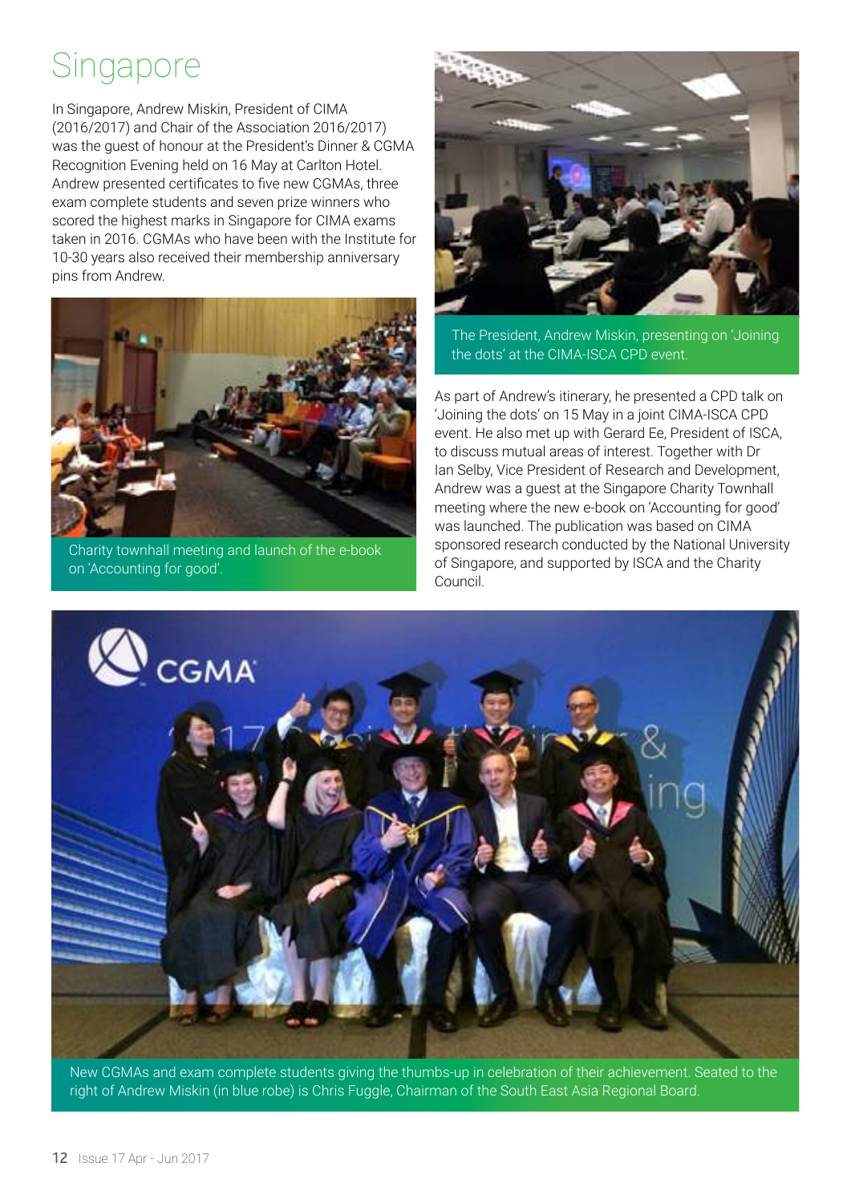# Singapore

In Singapore, Andrew Miskin, President of CIMA (2016/2017) and Chair of the Association 2016/2017) was the guest of honour at the President's Dinner & CGMA Recognition Evening held on 16 May at Carlton Hotel. Andrew presented certificates to five new CGMAs, three exam complete students and seven prize winners who scored the highest marks in Singapore for CIMA exams taken in 2016. CGMAs who have been with the Institute for 10-30 years also received their membership anniversary pins from Andrew.

Charity townhall meeting and launch of the e-book on 'Accounting for good'.

The President, Andrew Miskin, presenting on 'Joining the dots' at the CIMA-ISCA CPD event.

As part of Andrew's itinerary, he presented a CPD talk on 'Joining the dots' on 15 May in a joint CIMA-ISCA CPD event. He also met up with Gerard Ee, President of ISCA, to discuss mutual areas of interest. Together with Dr Ian Selby, Vice President of Research and Development, Andrew was a guest at the Singapore Charity Townhall meeting where the new e-book on 'Accounting for good' was launched. The publication was based on CIMA sponsored research conducted by the National University of Singapore, and supported by ISCA and the Charity Council.

New CGMAs and exam complete students giving the thumbs-up in celebration of their achievement. Seated to the right of Andrew Miskin (in blue robe) is Chris Fuggle, Chairman of the South East Asia Regional Board.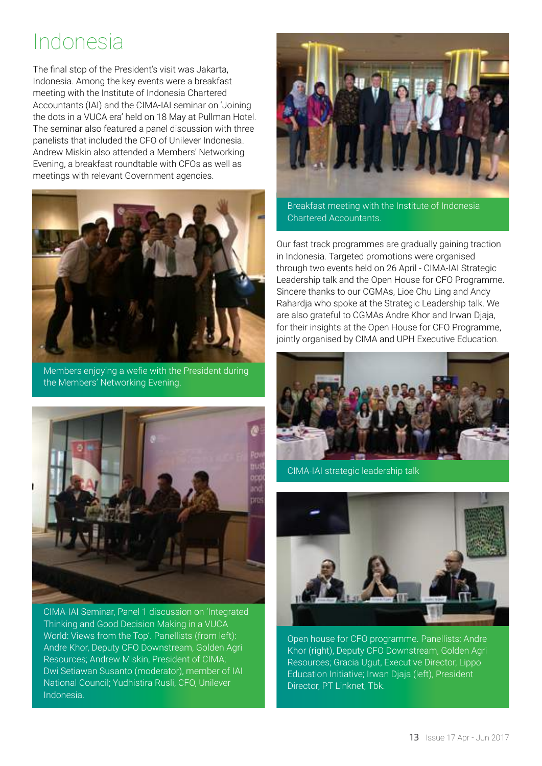# Indonesia

The final stop of the President's visit was Jakarta, Indonesia. Among the key events were a breakfast meeting with the Institute of Indonesia Chartered Accountants (IAI) and the CIMA-IAI seminar on 'Joining the dots in a VUCA era' held on 18 May at Pullman Hotel. The seminar also featured a panel discussion with three panelists that included the CFO of Unilever Indonesia. Andrew Miskin also attended a Members' Networking Evening, a breakfast roundtable with CFOs as well as meetings with relevant Government agencies.

Members enjoying a wefie with the President during the Members' Networking Evening.

CIMA-IAI Seminar, Panel 1 discussion on 'Integrated Thinking and Good Decision Making in a VUCA World: Views from the Top'. Panellists (from left): Andre Khor, Deputy CFO Downstream, Golden Agri Resources; Andrew Miskin, President of CIMA; Dwi Setiawan Susanto (moderator), member of IAI National Council; Yudhistira Rusli, CFO, Unilever Indonesia.

Breakfast meeting with the Institute of Indonesia Chartered Accountants.

Our fast track programmes are gradually gaining traction in Indonesia. Targeted promotions were organised through two events held on 26 April - CIMA-IAI Strategic Leadership talk and the Open House for CFO Programme. Sincere thanks to our CGMAs, Lioe Chu Ling and Andy Rahardja who spoke at the Strategic Leadership talk. We are also grateful to CGMAs Andre Khor and Irwan Djaja, for their insights at the Open House for CFO Programme, jointly organised by CIMA and UPH Executive Education.

CIMA-IAI strategic leadership talk

Open house for CFO programme. Panellists: Andre Khor (right), Deputy CFO Downstream, Golden Agri Resources; Gracia Ugut, Executive Director, Lippo Education Initiative; Irwan Djaja (left), President Director, PT Linknet, Tbk.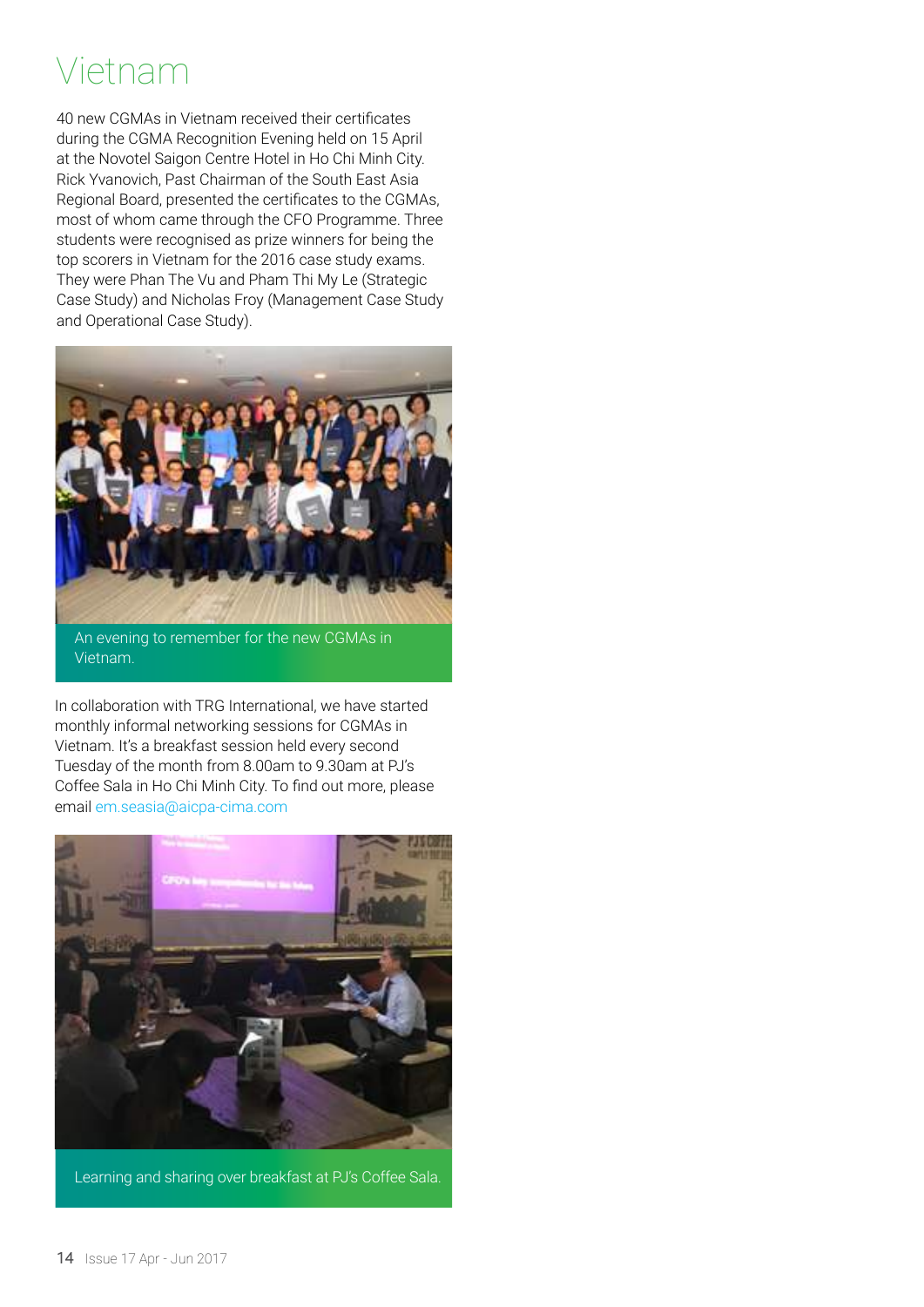# Vietnam

40 new CGMAs in Vietnam received their certificates during the CGMA Recognition Evening held on 15 April at the Novotel Saigon Centre Hotel in Ho Chi Minh City. Rick Yvanovich, Past Chairman of the South East Asia Regional Board, presented the certificates to the CGMAs, most of whom came through the CFO Programme. Three students were recognised as prize winners for being the top scorers in Vietnam for the 2016 case study exams. They were Phan The Vu and Pham Thi My Le (Strategic Case Study) and Nicholas Froy (Management Case Study and Operational Case Study).

An evening to remember for the new CGMAs in Vietnam.

In collaboration with TRG International, we have started monthly informal networking sessions for CGMAs in Vietnam. It's a breakfast session held every second Tuesday of the month from 8.00am to 9.30am at PJ's Coffee Sala in Ho Chi Minh City. To find out more, please email em.seasia@aicpa-cima.com

Learning and sharing over breakfast at PJ's Coffee Sala.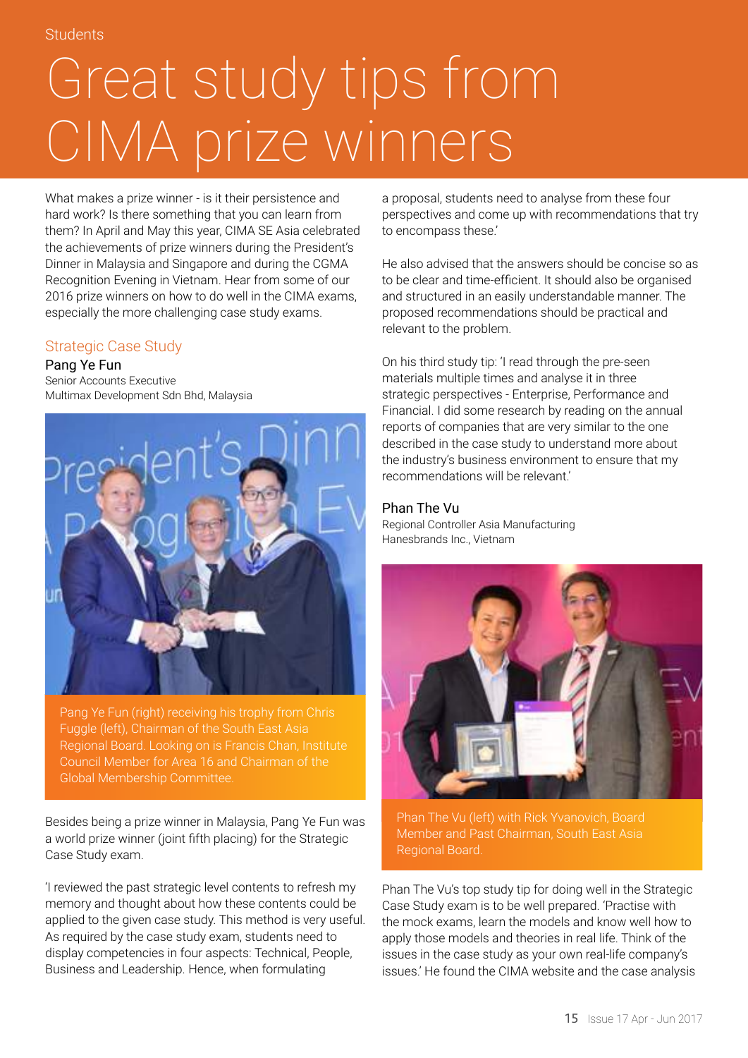Students

# Great study tips from CIMA prize winners

What makes a prize winner - is it their persistence and hard work? Is there something that you can learn from them? In April and May this year, CIMA SE Asia celebrated the achievements of prize winners during the President's Dinner in Malaysia and Singapore and during the CGMA Recognition Evening in Vietnam. Hear from some of our 2016 prize winners on how to do well in the CIMA exams, especially the more challenging case study exams.

## Strategic Case Study

### Pang Ye Fun

Senior Accounts Executive
Multimax Development Sdn Bhd, Malaysia

Pang Ye Fun (right) receiving his trophy from Chris Fuggle (left), Chairman of the South East Asia Regional Board. Looking on is Francis Chan, Institute Council Member for Area 16 and Chairman of the Global Membership Committee.

Besides being a prize winner in Malaysia, Pang Ye Fun was a world prize winner (joint fifth placing) for the Strategic Case Study exam.

'I reviewed the past strategic level contents to refresh my memory and thought about how these contents could be applied to the given case study. This method is very useful. As required by the case study exam, students need to display competencies in four aspects: Technical, People, Business and Leadership. Hence, when formulating a proposal, students need to analyse from these four perspectives and come up with recommendations that try to encompass these.'

He also advised that the answers should be concise so as to be clear and time-efficient. It should also be organised and structured in an easily understandable manner. The proposed recommendations should be practical and relevant to the problem.

On his third study tip: 'I read through the pre-seen materials multiple times and analyse it in three strategic perspectives - Enterprise, Performance and Financial. I did some research by reading on the annual reports of companies that are very similar to the one described in the case study to understand more about the industry's business environment to ensure that my recommendations will be relevant.'

### Phan The Vu

Regional Controller Asia Manufacturing
Hanesbrands Inc., Vietnam

Phan The Vu (left) with Rick Yvanovich, Board Member and Past Chairman, South East Asia Regional Board.

Phan The Vu's top study tip for doing well in the Strategic Case Study exam is to be well prepared. 'Practise with the mock exams, learn the models and know well how to apply those models and theories in real life. Think of the issues in the case study as your own real-life company's issues.' He found the CIMA website and the case analysis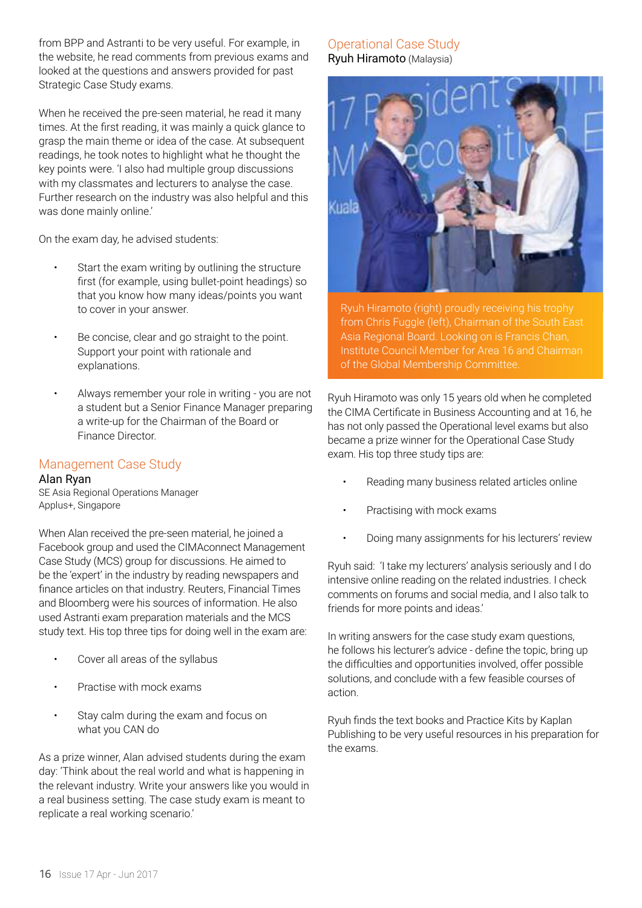from BPP and Astranti to be very useful. For example, in the website, he read comments from previous exams and looked at the questions and answers provided for past Strategic Case Study exams.

When he received the pre-seen material, he read it many times. At the first reading, it was mainly a quick glance to grasp the main theme or idea of the case. At subsequent readings, he took notes to highlight what he thought the key points were. 'I also had multiple group discussions with my classmates and lecturers to analyse the case. Further research on the industry was also helpful and this was done mainly online.'

On the exam day, he advised students:

- Start the exam writing by outlining the structure first (for example, using bullet-point headings) so that you know how many ideas/points you want to cover in your answer.
- Be concise, clear and go straight to the point. Support your point with rationale and explanations.
- Always remember your role in writing - you are not a student but a Senior Finance Manager preparing a write-up for the Chairman of the Board or Finance Director.

## Management Case Study

**Alan Ryan**
SE Asia Regional Operations Manager
Applus+, Singapore

When Alan received the pre-seen material, he joined a Facebook group and used the CIMAconnect Management Case Study (MCS) group for discussions. He aimed to be the 'expert' in the industry by reading newspapers and finance articles on that industry. Reuters, Financial Times and Bloomberg were his sources of information. He also used Astranti exam preparation materials and the MCS study text. His top three tips for doing well in the exam are:

- Cover all areas of the syllabus
- Practise with mock exams
- Stay calm during the exam and focus on what you CAN do

As a prize winner, Alan advised students during the exam day: 'Think about the real world and what is happening in the relevant industry. Write your answers like you would in a real business setting. The case study exam is meant to replicate a real working scenario.'

## Operational Case Study

**Ryuh Hiramoto** (Malaysia)

Ryuh Hiramoto (right) proudly receiving his trophy from Chris Fuggle (left), Chairman of the South East Asia Regional Board. Looking on is Francis Chan, Institute Council Member for Area 16 and Chairman of the Global Membership Committee.

Ryuh Hiramoto was only 15 years old when he completed the CIMA Certificate in Business Accounting and at 16, he has not only passed the Operational level exams but also became a prize winner for the Operational Case Study exam. His top three study tips are:

- Reading many business related articles online
- Practising with mock exams
- Doing many assignments for his lecturers' review

Ryuh said: 'I take my lecturers' analysis seriously and I do intensive online reading on the related industries. I check comments on forums and social media, and I also talk to friends for more points and ideas.'

In writing answers for the case study exam questions, he follows his lecturer's advice - define the topic, bring up the difficulties and opportunities involved, offer possible solutions, and conclude with a few feasible courses of action.

Ryuh finds the text books and Practice Kits by Kaplan Publishing to be very useful resources in his preparation for the exams.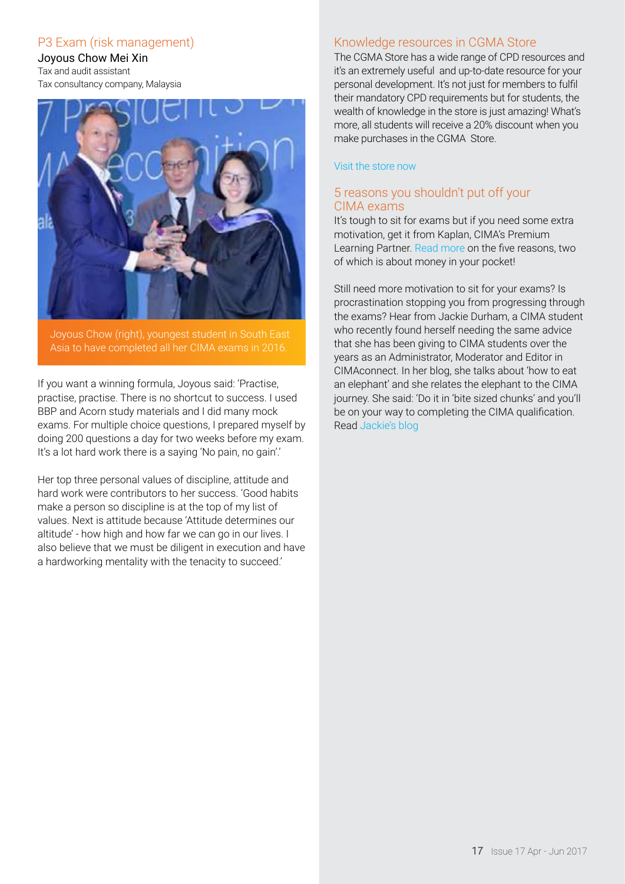## P3 Exam (risk management)

**Joyous Chow Mei Xin**
Tax and audit assistant
Tax consultancy company, Malaysia

Joyous Chow (right), youngest student in South East Asia to have completed all her CIMA exams in 2016.

If you want a winning formula, Joyous said: 'Practise, practise, practise. There is no shortcut to success. I used BBP and Acorn study materials and I did many mock exams. For multiple choice questions, I prepared myself by doing 200 questions a day for two weeks before my exam. It's a lot hard work there is a saying 'No pain, no gain'.'

Her top three personal values of discipline, attitude and hard work were contributors to her success. 'Good habits make a person so discipline is at the top of my list of values. Next is attitude because 'Attitude determines our altitude' - how high and how far we can go in our lives. I also believe that we must be diligent in execution and have a hardworking mentality with the tenacity to succeed.'

## Knowledge resources in CGMA Store

The CGMA Store has a wide range of CPD resources and it's an extremely useful and up-to-date resource for your personal development. It's not just for members to fulfil their mandatory CPD requirements but for students, the wealth of knowledge in the store is just amazing! What's more, all students will receive a 20% discount when you make purchases in the CGMA Store.

Visit the store now

## 5 reasons you shouldn't put off your CIMA exams

It's tough to sit for exams but if you need some extra motivation, get it from Kaplan, CIMA's Premium Learning Partner. Read more on the five reasons, two of which is about money in your pocket!

Still need more motivation to sit for your exams? Is procrastination stopping you from progressing through the exams? Hear from Jackie Durham, a CIMA student who recently found herself needing the same advice that she has been giving to CIMA students over the years as an Administrator, Moderator and Editor in CIMAconnect. In her blog, she talks about 'how to eat an elephant' and she relates the elephant to the CIMA journey. She said: 'Do it in 'bite sized chunks' and you'll be on your way to completing the CIMA qualification. Read Jackie's blog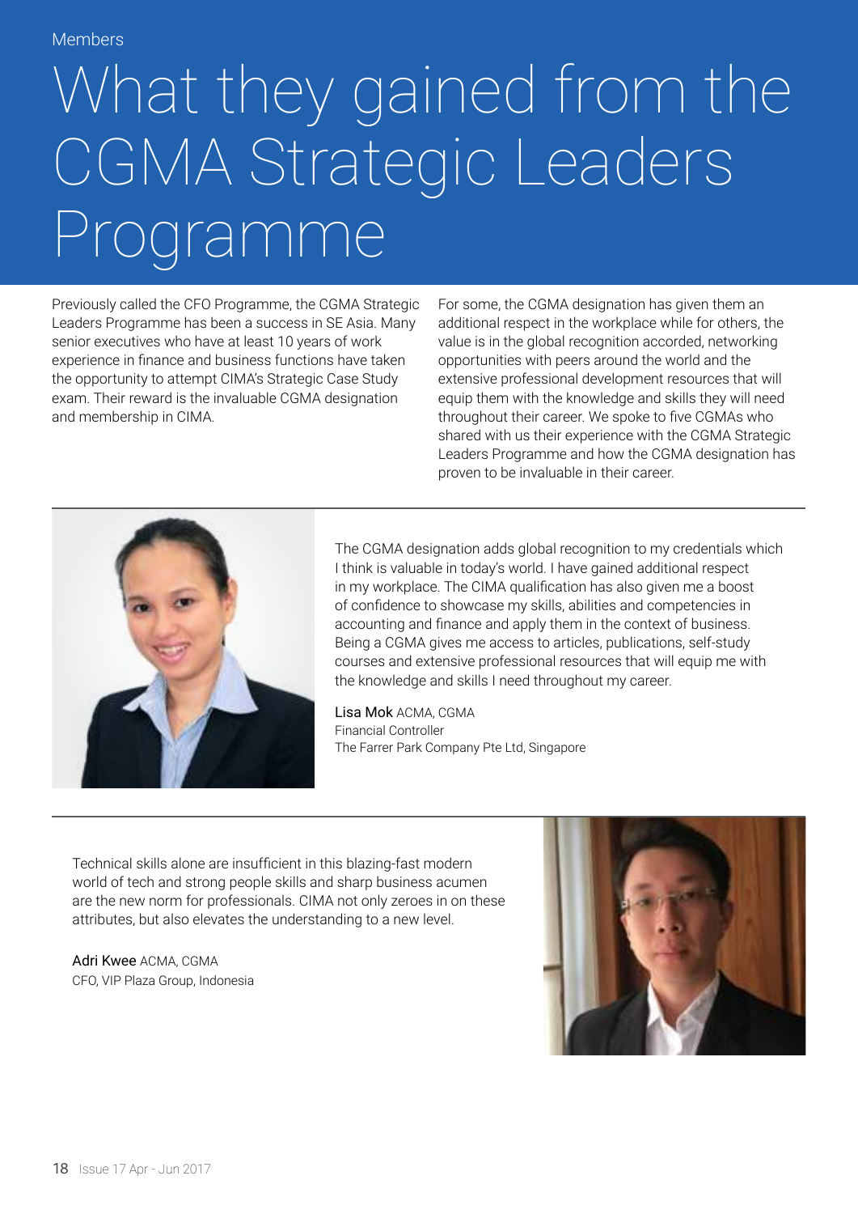Members

# What they gained from the CGMA Strategic Leaders Programme

Previously called the CFO Programme, the CGMA Strategic Leaders Programme has been a success in SE Asia. Many senior executives who have at least 10 years of work experience in finance and business functions have taken the opportunity to attempt CIMA's Strategic Case Study exam. Their reward is the invaluable CGMA designation and membership in CIMA.

For some, the CGMA designation has given them an additional respect in the workplace while for others, the value is in the global recognition accorded, networking opportunities with peers around the world and the extensive professional development resources that will equip them with the knowledge and skills they will need throughout their career. We spoke to five CGMAs who shared with us their experience with the CGMA Strategic Leaders Programme and how the CGMA designation has proven to be invaluable in their career.

---

The CGMA designation adds global recognition to my credentials which I think is valuable in today's world. I have gained additional respect in my workplace. The CIMA qualification has also given me a boost of confidence to showcase my skills, abilities and competencies in accounting and finance and apply them in the context of business. Being a CGMA gives me access to articles, publications, self-study courses and extensive professional resources that will equip me with the knowledge and skills I need throughout my career.

Lisa Mok ACMA, CGMA
Financial Controller
The Farrer Park Company Pte Ltd, Singapore

---

Technical skills alone are insufficient in this blazing-fast modern world of tech and strong people skills and sharp business acumen are the new norm for professionals. CIMA not only zeroes in on these attributes, but also elevates the understanding to a new level.

Adri Kwee ACMA, CGMA
CFO, VIP Plaza Group, Indonesia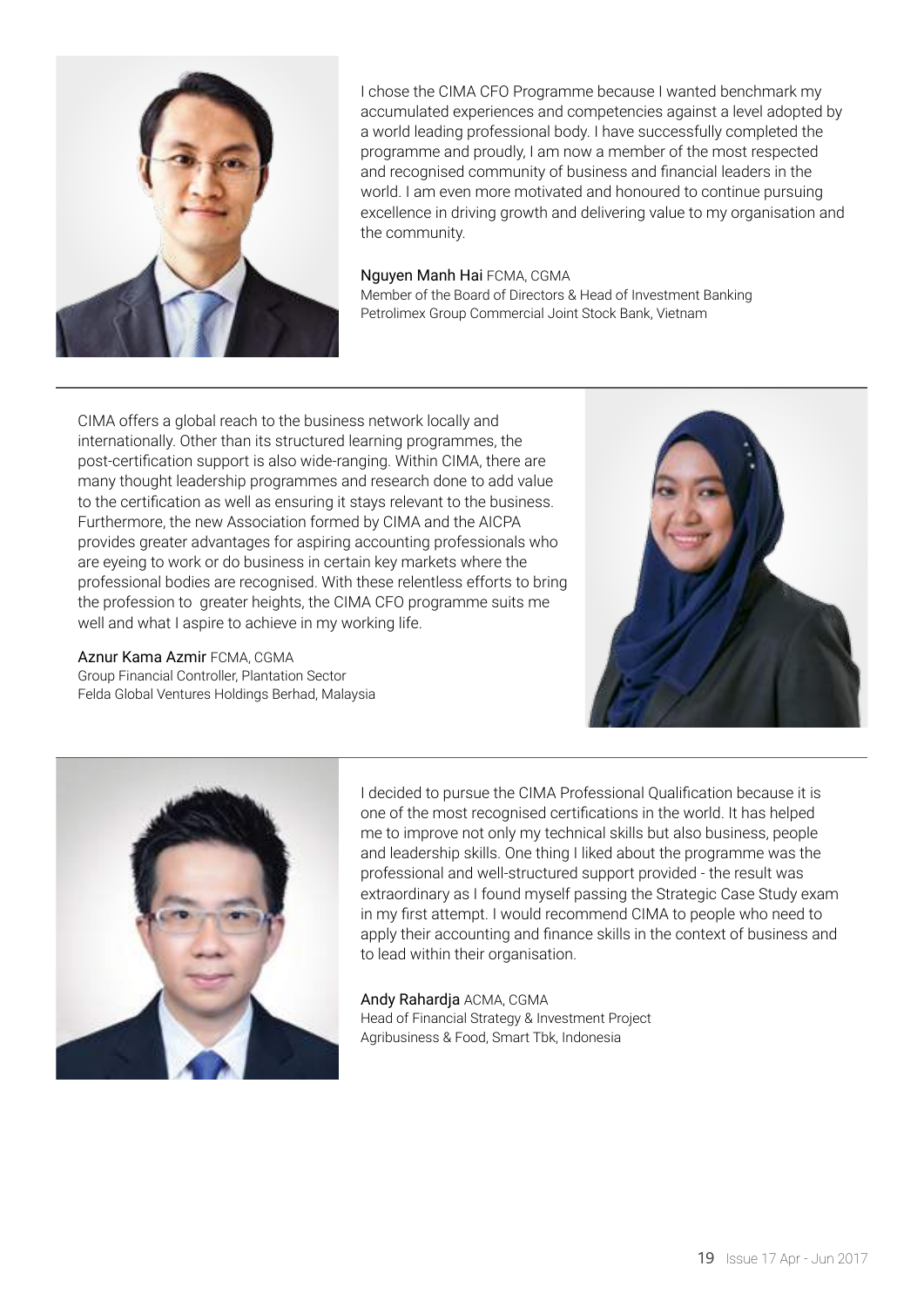I chose the CIMA CFO Programme because I wanted benchmark my accumulated experiences and competencies against a level adopted by a world leading professional body. I have successfully completed the programme and proudly, I am now a member of the most respected and recognised community of business and financial leaders in the world. I am even more motivated and honoured to continue pursuing excellence in driving growth and delivering value to my organisation and the community.

Nguyen Manh Hai FCMA, CGMA  
Member of the Board of Directors & Head of Investment Banking  
Petrolimex Group Commercial Joint Stock Bank, Vietnam

---

CIMA offers a global reach to the business network locally and internationally. Other than its structured learning programmes, the post-certification support is also wide-ranging. Within CIMA, there are many thought leadership programmes and research done to add value to the certification as well as ensuring it stays relevant to the business. Furthermore, the new Association formed by CIMA and the AICPA provides greater advantages for aspiring accounting professionals who are eyeing to work or do business in certain key markets where the professional bodies are recognised. With these relentless efforts to bring the profession to greater heights, the CIMA CFO programme suits me well and what I aspire to achieve in my working life.

Aznur Kama Azmir FCMA, CGMA  
Group Financial Controller, Plantation Sector  
Felda Global Ventures Holdings Berhad, Malaysia

---

I decided to pursue the CIMA Professional Qualification because it is one of the most recognised certifications in the world. It has helped me to improve not only my technical skills but also business, people and leadership skills. One thing I liked about the programme was the professional and well-structured support provided - the result was extraordinary as I found myself passing the Strategic Case Study exam in my first attempt. I would recommend CIMA to people who need to apply their accounting and finance skills in the context of business and to lead within their organisation.

Andy Rahardja ACMA, CGMA  
Head of Financial Strategy & Investment Project  
Agribusiness & Food, Smart Tbk, Indonesia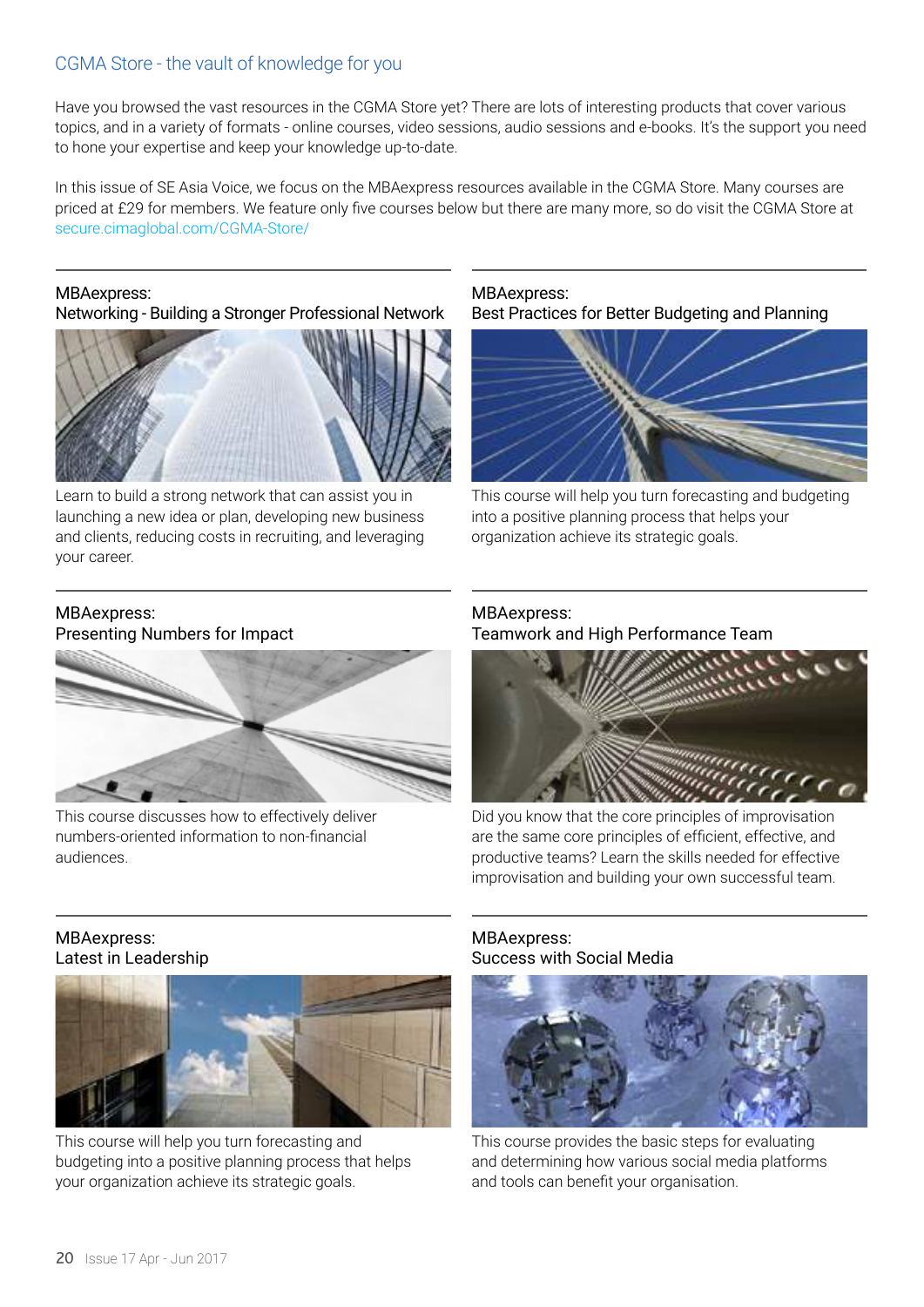## CGMA Store - the vault of knowledge for you

Have you browsed the vast resources in the CGMA Store yet? There are lots of interesting products that cover various topics, and in a variety of formats - online courses, video sessions, audio sessions and e-books. It's the support you need to hone your expertise and keep your knowledge up-to-date.

In this issue of SE Asia Voice, we focus on the MBAexpress resources available in the CGMA Store. Many courses are priced at £29 for members. We feature only five courses below but there are many more, so do visit the CGMA Store at secure.cimaglobal.com/CGMA-Store/

### MBAexpress: Networking - Building a Stronger Professional Network

Learn to build a strong network that can assist you in launching a new idea or plan, developing new business and clients, reducing costs in recruiting, and leveraging your career.

### MBAexpress: Best Practices for Better Budgeting and Planning

This course will help you turn forecasting and budgeting into a positive planning process that helps your organization achieve its strategic goals.

### MBAexpress: Presenting Numbers for Impact

This course discusses how to effectively deliver numbers-oriented information to non-financial audiences.

### MBAexpress: Teamwork and High Performance Team

Did you know that the core principles of improvisation are the same core principles of efficient, effective, and productive teams? Learn the skills needed for effective improvisation and building your own successful team.

### MBAexpress: Latest in Leadership

This course will help you turn forecasting and budgeting into a positive planning process that helps your organization achieve its strategic goals.

### MBAexpress: Success with Social Media

This course provides the basic steps for evaluating and determining how various social media platforms and tools can benefit your organisation.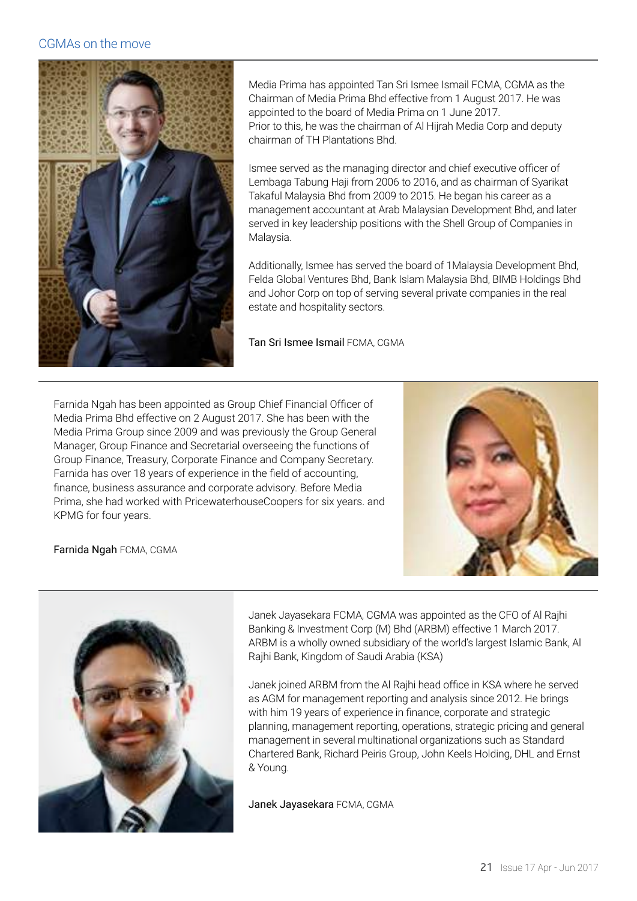## CGMAs on the move

Media Prima has appointed Tan Sri Ismee Ismail FCMA, CGMA as the Chairman of Media Prima Bhd effective from 1 August 2017. He was appointed to the board of Media Prima on 1 June 2017. Prior to this, he was the chairman of Al Hijrah Media Corp and deputy chairman of TH Plantations Bhd.

Ismee served as the managing director and chief executive officer of Lembaga Tabung Haji from 2006 to 2016, and as chairman of Syarikat Takaful Malaysia Bhd from 2009 to 2015. He began his career as a management accountant at Arab Malaysian Development Bhd, and later served in key leadership positions with the Shell Group of Companies in Malaysia.

Additionally, Ismee has served the board of 1Malaysia Development Bhd, Felda Global Ventures Bhd, Bank Islam Malaysia Bhd, BIMB Holdings Bhd and Johor Corp on top of serving several private companies in the real estate and hospitality sectors.

Tan Sri Ismee Ismail FCMA, CGMA

---

Farnida Ngah has been appointed as Group Chief Financial Officer of Media Prima Bhd effective on 2 August 2017. She has been with the Media Prima Group since 2009 and was previously the Group General Manager, Group Finance and Secretarial overseeing the functions of Group Finance, Treasury, Corporate Finance and Company Secretary. Farnida has over 18 years of experience in the field of accounting, finance, business assurance and corporate advisory. Before Media Prima, she had worked with PricewaterhouseCoopers for six years. and KPMG for four years.

Farnida Ngah FCMA, CGMA

---

Janek Jayasekara FCMA, CGMA was appointed as the CFO of Al Rajhi Banking & Investment Corp (M) Bhd (ARBM) effective 1 March 2017. ARBM is a wholly owned subsidiary of the world's largest Islamic Bank, Al Rajhi Bank, Kingdom of Saudi Arabia (KSA)

Janek joined ARBM from the Al Rajhi head office in KSA where he served as AGM for management reporting and analysis since 2012. He brings with him 19 years of experience in finance, corporate and strategic planning, management reporting, operations, strategic pricing and general management in several multinational organizations such as Standard Chartered Bank, Richard Peiris Group, John Keels Holding, DHL and Ernst & Young.

Janek Jayasekara FCMA, CGMA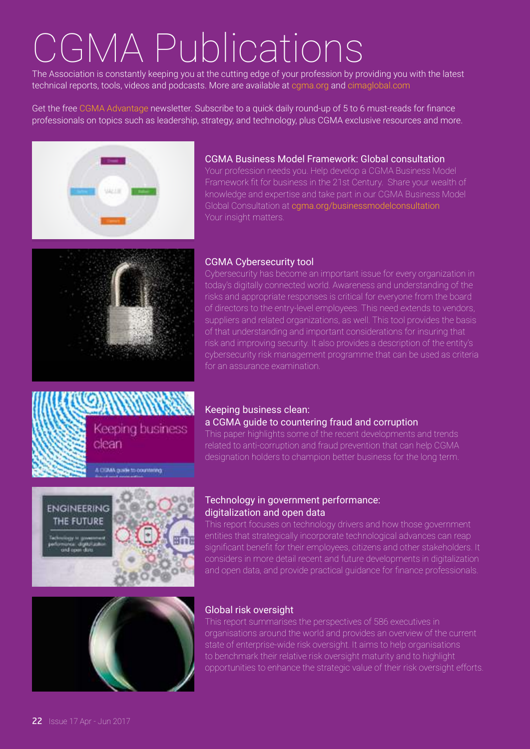# CGMA Publications

The Association is constantly keeping you at the cutting edge of your profession by providing you with the latest technical reports, tools, videos and podcasts. More are available at cgma.org and cimaglobal.com

Get the free CGMA Advantage newsletter. Subscribe to a quick daily round-up of 5 to 6 must-reads for finance professionals on topics such as leadership, strategy, and technology, plus CGMA exclusive resources and more.

## CGMA Business Model Framework: Global consultation

Your profession needs you. Help develop a CGMA Business Model Framework fit for business in the 21st Century. Share your wealth of knowledge and expertise and take part in our CGMA Business Model Global Consultation at cgma.org/businessmodelconsultation Your insight matters.

## CGMA Cybersecurity tool

Cybersecurity has become an important issue for every organization in today's digitally connected world. Awareness and understanding of the risks and appropriate responses is critical for everyone from the board of directors to the entry-level employees. This need extends to vendors, suppliers and related organizations, as well. This tool provides the basis of that understanding and important considerations for insuring that risk and improving security. It also provides a description of the entity's cybersecurity risk management programme that can be used as criteria for an assurance examination.

## Keeping business clean: a CGMA guide to countering fraud and corruption

This paper highlights some of the recent developments and trends related to anti-corruption and fraud prevention that can help CGMA designation holders to champion better business for the long term.

## Technology in government performance: digitalization and open data

This report focuses on technology drivers and how those government entities that strategically incorporate technological advances can reap significant benefit for their employees, citizens and other stakeholders. It considers in more detail recent and future developments in digitalization and open data, and provide practical guidance for finance professionals.

## Global risk oversight

This report summarises the perspectives of 586 executives in organisations around the world and provides an overview of the current state of enterprise-wide risk oversight. It aims to help organisations to benchmark their relative risk oversight maturity and to highlight opportunities to enhance the strategic value of their risk oversight efforts.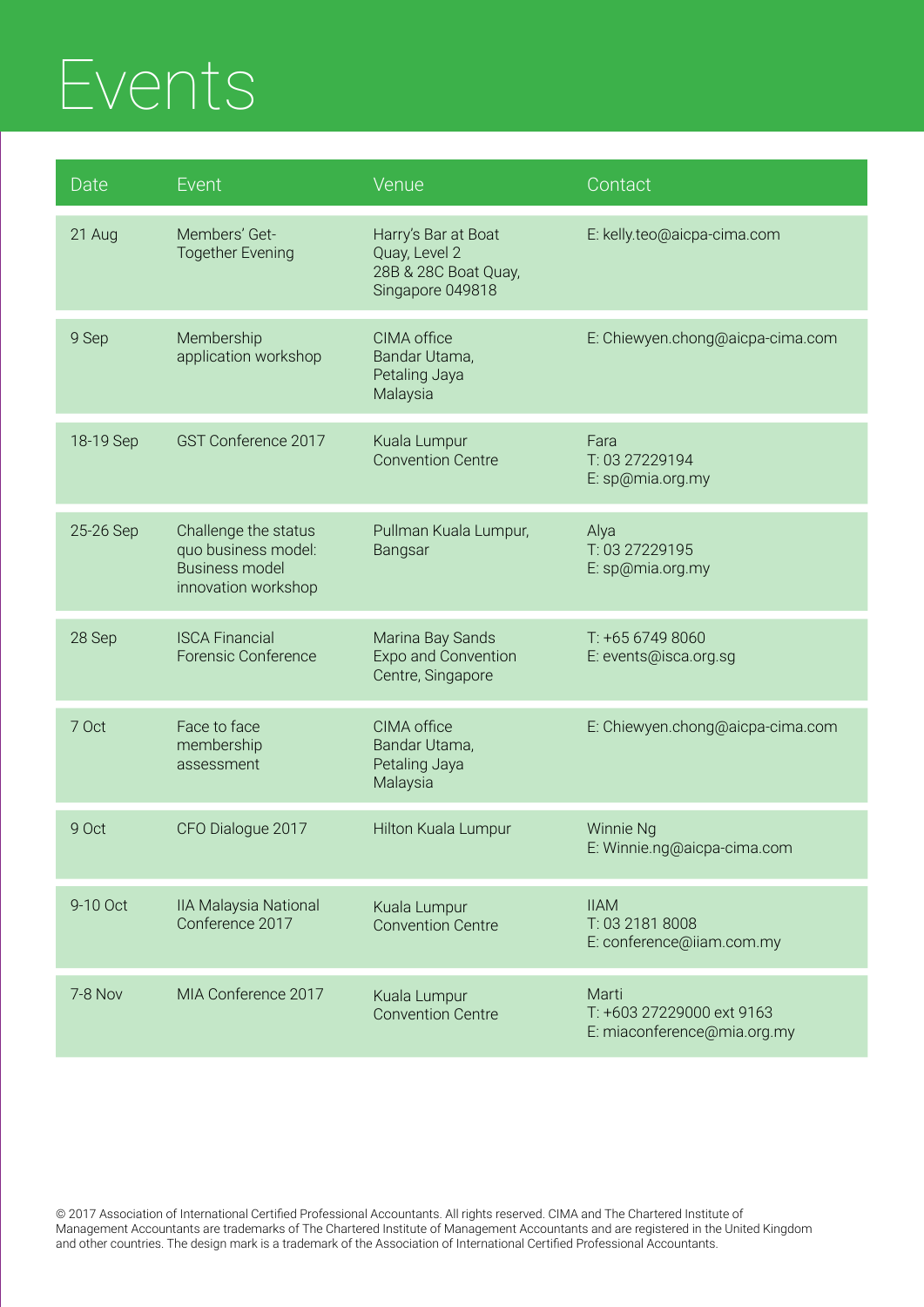# Events

| Date | Event | Venue | Contact |
|---|---|---|---|
| 21 Aug | Members' Get-Together Evening | Harry's Bar at Boat Quay, Level 2 28B & 28C Boat Quay, Singapore 049818 | E: kelly.teo@aicpa-cima.com |
| 9 Sep | Membership application workshop | CIMA office Bandar Utama, Petaling Jaya Malaysia | E: Chiewyen.chong@aicpa-cima.com |
| 18-19 Sep | GST Conference 2017 | Kuala Lumpur Convention Centre | Fara<br>T: 03 27229194<br>E: sp@mia.org.my |
| 25-26 Sep | Challenge the status quo business model: Business model innovation workshop | Pullman Kuala Lumpur, Bangsar | Alya<br>T: 03 27229195<br>E: sp@mia.org.my |
| 28 Sep | ISCA Financial Forensic Conference | Marina Bay Sands Expo and Convention Centre, Singapore | T: +65 6749 8060<br>E: events@isca.org.sg |
| 7 Oct | Face to face membership assessment | CIMA office Bandar Utama, Petaling Jaya Malaysia | E: Chiewyen.chong@aicpa-cima.com |
| 9 Oct | CFO Dialogue 2017 | Hilton Kuala Lumpur | Winnie Ng<br>E: Winnie.ng@aicpa-cima.com |
| 9-10 Oct | IIA Malaysia National Conference 2017 | Kuala Lumpur Convention Centre | IIAM<br>T: 03 2181 8008<br>E: conference@iiam.com.my |
| 7-8 Nov | MIA Conference 2017 | Kuala Lumpur Convention Centre | Marti<br>T: +603 27229000 ext 9163<br>E: miaconference@mia.org.my |

© 2017 Association of International Certified Professional Accountants. All rights reserved. CIMA and The Chartered Institute of Management Accountants are trademarks of The Chartered Institute of Management Accountants and are registered in the United Kingdom and other countries. The design mark is a trademark of the Association of International Certified Professional Accountants.